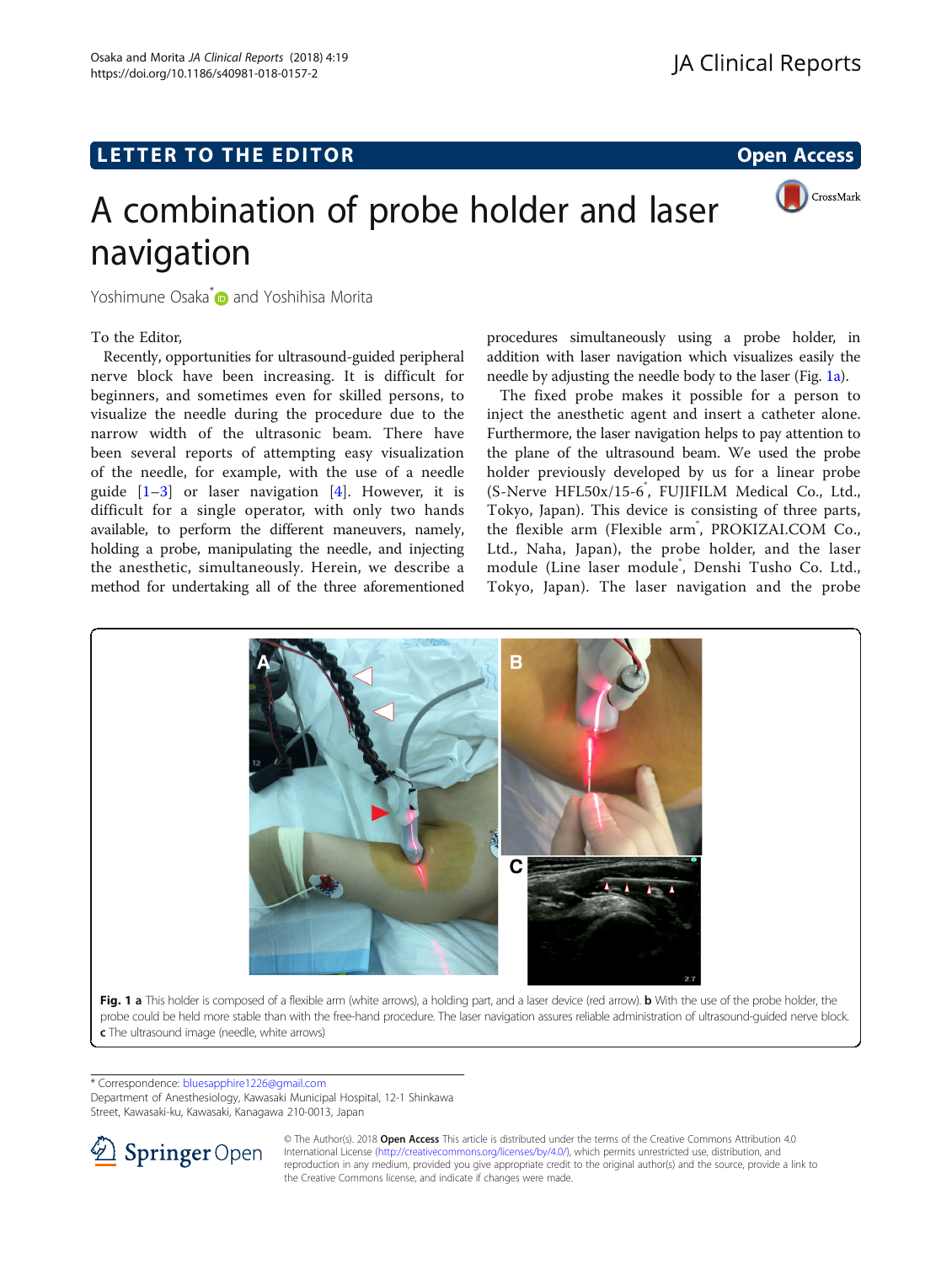LETTER TO THE EDITOR

Open Access

# A combination of probe holder and laser navigation

Yoshimune Osaka* and Yoshihisa Morita

To the Editor,

Recently, opportunities for ultrasound-guided peripheral nerve block have been increasing. It is difficult for beginners, and sometimes even for skilled persons, to visualize the needle during the procedure due to the narrow width of the ultrasonic beam. There have been several reports of attempting easy visualization of the needle, for example, with the use of a needle guide [1–3] or laser navigation [4]. However, it is difficult for a single operator, with only two hands available, to perform the different maneuvers, namely, holding a probe, manipulating the needle, and injecting the anesthetic, simultaneously. Herein, we describe a method for undertaking all of the three aforementioned procedures simultaneously using a probe holder, in addition with laser navigation which visualizes easily the needle by adjusting the needle body to the laser (Fig. 1a).

The fixed probe makes it possible for a person to inject the anesthetic agent and insert a catheter alone. Furthermore, the laser navigation helps to pay attention to the plane of the ultrasound beam. We used the probe holder previously developed by us for a linear probe (S-Nerve HFL50x/15-6®, FUJIFILM Medical Co., Ltd., Tokyo, Japan). This device is consisting of three parts, the flexible arm (Flexible arm®, PROKIZAI.COM Co., Ltd., Naha, Japan), the probe holder, and the laser module (Line laser module®, Denshi Tusho Co. Ltd., Tokyo, Japan). The laser navigation and the probe

**Fig. 1** **a** This holder is composed of a flexible arm (white arrows), a holding part, and a laser device (red arrow). **b** With the use of the probe holder, the probe could be held more stable than with the free-hand procedure. The laser navigation assures reliable administration of ultrasound-guided nerve block. **c** The ultrasound image (needle, white arrows)

* Correspondence: bluesapphire1226@gmail.com
Department of Anesthesiology, Kawasaki Municipal Hospital, 12-1 Shinkawa Street, Kawasaki-ku, Kawasaki, Kanagawa 210-0013, Japan

© The Author(s). 2018 **Open Access** This article is distributed under the terms of the Creative Commons Attribution 4.0 International License (http://creativecommons.org/licenses/by/4.0/), which permits unrestricted use, distribution, and reproduction in any medium, provided you give appropriate credit to the original author(s) and the source, provide a link to the Creative Commons license, and indicate if changes were made.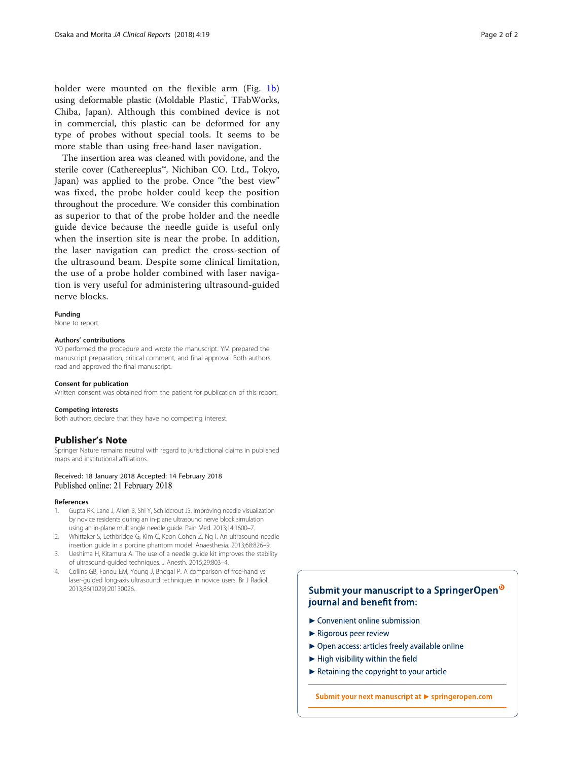holder were mounted on the flexible arm (Fig. 1b) using deformable plastic (Moldable Plastic®, TFabWorks, Chiba, Japan). Although this combined device is not in commercial, this plastic can be deformed for any type of probes without special tools. It seems to be more stable than using free-hand laser navigation.

The insertion area was cleaned with povidone, and the sterile cover (Cathereeplus™, Nichiban CO. Ltd., Tokyo, Japan) was applied to the probe. Once "the best view" was fixed, the probe holder could keep the position throughout the procedure. We consider this combination as superior to that of the probe holder and the needle guide device because the needle guide is useful only when the insertion site is near the probe. In addition, the laser navigation can predict the cross-section of the ultrasound beam. Despite some clinical limitation, the use of a probe holder combined with laser navigation is very useful for administering ultrasound-guided nerve blocks.

#### Funding
None to report.

#### Authors' contributions
YO performed the procedure and wrote the manuscript. YM prepared the manuscript preparation, critical comment, and final approval. Both authors read and approved the final manuscript.

#### Consent for publication
Written consent was obtained from the patient for publication of this report.

#### Competing interests
Both authors declare that they have no competing interest.

### Publisher's Note
Springer Nature remains neutral with regard to jurisdictional claims in published maps and institutional affiliations.

Received: 18 January 2018 Accepted: 14 February 2018
Published online: 21 February 2018

#### References
1. Gupta RK, Lane J, Allen B, Shi Y, Schildcrout JS. Improving needle visualization by novice residents during an in-plane ultrasound nerve block simulation using an in-plane multiangle needle guide. Pain Med. 2013;14:1600–7.
2. Whittaker S, Lethbridge G, Kim C, Keon Cohen Z, Ng I. An ultrasound needle insertion guide in a porcine phantom model. Anaesthesia. 2013;68:826–9.
3. Ueshima H, Kitamura A. The use of a needle guide kit improves the stability of ultrasound-guided techniques. J Anesth. 2015;29:803–4.
4. Collins GB, Fanou EM, Young J, Bhogal P. A comparison of free-hand vs laser-guided long-axis ultrasound techniques in novice users. Br J Radiol. 2013;86(1029):20130026.

**Submit your manuscript to a SpringerOpen journal and benefit from:**

- ► Convenient online submission
- ► Rigorous peer review
- ► Open access: articles freely available online
- ► High visibility within the field
- ► Retaining the copyright to your article

**Submit your next manuscript at ► springeropen.com**